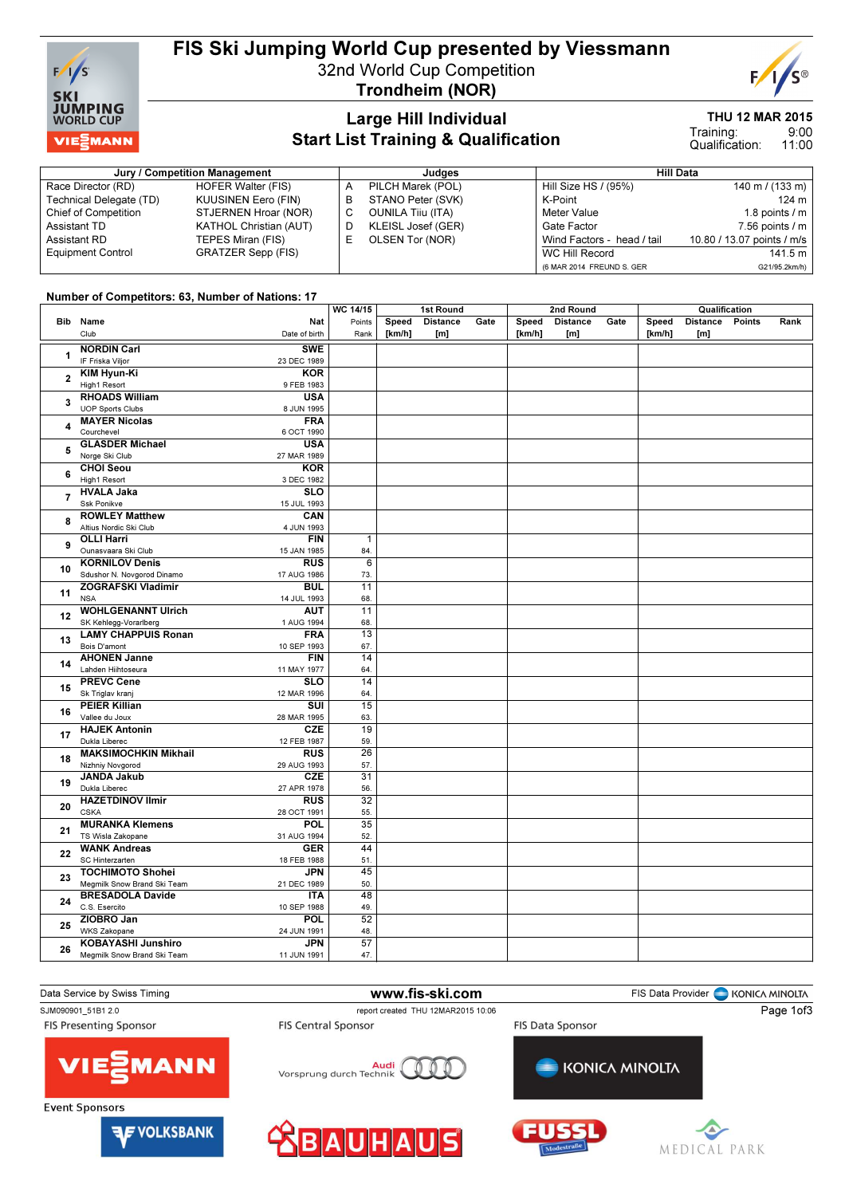# FIS Ski Jumping World Cup presented by Viessmann

32nd World Cup Competition

**Trondheim (NOR)**

## Large Hill Individual

## Start List Training & Qualification

**THU 12 MAR 2015**

Training: 9:00

Qualification: 11:00

| Jury / Competition Management | | Judges | | Hill Data | |
|---|---|---|---|---|---|
| Race Director (RD) | HOFER Walter (FIS) | A | PILCH Marek (POL) | Hill Size HS / (95%) | 140 m / (133 m) |
| Technical Delegate (TD) | KUUSINEN Eero (FIN) | B | STANO Peter (SVK) | K-Point | 124 m |
| Chief of Competition | STJERNEN Hroar (NOR) | C | OUNILA Tiiu (ITA) | Meter Value | 1.8 points / m |
| Assistant TD | KATHOL Christian (AUT) | D | KLEISL Josef (GER) | Gate Factor | 7.56 points / m |
| Assistant RD | TEPES Miran (FIS) | E | OLSEN Tor (NOR) | Wind Factors - head / tail | 10.80 / 13.07 points / m/s |
| Equipment Control | GRATZER Sepp (FIS) | | | WC Hill Record | 141.5 m |
| | | | | (6 MAR 2014 FREUND S. GER | G21/95.2km/h) |

**Number of Competitors: 63, Number of Nations: 17**

| Bib | Name / Club | Nat / Date of birth | WC 14/15 Points / Rank | 1st Round Speed [km/h] | 1st Round Distance [m] | 1st Round Gate | 2nd Round Speed [km/h] | 2nd Round Distance [m] | 2nd Round Gate | Qualification Speed [km/h] | Qualification Distance [m] | Qualification Points | Qualification Rank |
|---|---|---|---|---|---|---|---|---|---|---|---|---|---|
| 1 | **NORDIN Carl**<br>IF Friska Viljor | **SWE**<br>23 DEC 1989 | | | | | | | | | | | |
| 2 | **KIM Hyun-Ki**<br>High1 Resort | **KOR**<br>9 FEB 1983 | | | | | | | | | | | |
| 3 | **RHOADS William**<br>UOP Sports Clubs | **USA**<br>8 JUN 1995 | | | | | | | | | | | |
| 4 | **MAYER Nicolas**<br>Courchevel | **FRA**<br>6 OCT 1990 | | | | | | | | | | | |
| 5 | **GLASDER Michael**<br>Norge Ski Club | **USA**<br>27 MAR 1989 | | | | | | | | | | | |
| 6 | **CHOI Seou**<br>High1 Resort | **KOR**<br>3 DEC 1982 | | | | | | | | | | | |
| 7 | **HVALA Jaka**<br>Ssk Ponikve | **SLO**<br>15 JUL 1993 | | | | | | | | | | | |
| 8 | **ROWLEY Matthew**<br>Altius Nordic Ski Club | **CAN**<br>4 JUN 1993 | | | | | | | | | | | |
| 9 | **OLLI Harri**<br>Ounasvaara Ski Club | **FIN**<br>15 JAN 1985 | 1<br>84. | | | | | | | | | | |
| 10 | **KORNILOV Denis**<br>Sdushor N. Novgorod Dinamo | **RUS**<br>17 AUG 1986 | 6<br>73. | | | | | | | | | | |
| 11 | **ZOGRAFSKI Vladimir**<br>NSA | **BUL**<br>14 JUL 1993 | 11<br>68. | | | | | | | | | | |
| 12 | **WOHLGENANNT Ulrich**<br>SK Kehlegg-Vorarlberg | **AUT**<br>1 AUG 1994 | 11<br>68. | | | | | | | | | | |
| 13 | **LAMY CHAPPUIS Ronan**<br>Bois D'amont | **FRA**<br>10 SEP 1993 | 13<br>67. | | | | | | | | | | |
| 14 | **AHONEN Janne**<br>Lahden Hiihtoseura | **FIN**<br>11 MAY 1977 | 14<br>64. | | | | | | | | | | |
| 15 | **PREVC Cene**<br>Sk Triglav kranj | **SLO**<br>12 MAR 1996 | 14<br>64. | | | | | | | | | | |
| 16 | **PEIER Killian**<br>Vallee du Joux | **SUI**<br>28 MAR 1995 | 15<br>63. | | | | | | | | | | |
| 17 | **HAJEK Antonin**<br>Dukla Liberec | **CZE**<br>12 FEB 1987 | 19<br>59. | | | | | | | | | | |
| 18 | **MAKSIMOCHKIN Mikhail**<br>Nizhniy Novgorod | **RUS**<br>29 AUG 1993 | 26<br>57. | | | | | | | | | | |
| 19 | **JANDA Jakub**<br>Dukla Liberec | **CZE**<br>27 APR 1978 | 31<br>56. | | | | | | | | | | |
| 20 | **HAZETDINOV Ilmir**<br>CSKA | **RUS**<br>28 OCT 1991 | 32<br>55. | | | | | | | | | | |
| 21 | **MURANKA Klemens**<br>TS Wisla Zakopane | **POL**<br>31 AUG 1994 | 35<br>52. | | | | | | | | | | |
| 22 | **WANK Andreas**<br>SC Hinterzarten | **GER**<br>18 FEB 1988 | 44<br>51. | | | | | | | | | | |
| 23 | **TOCHIMOTO Shohei**<br>Megmilk Snow Brand Ski Team | **JPN**<br>21 DEC 1989 | 45<br>50. | | | | | | | | | | |
| 24 | **BRESADOLA Davide**<br>C.S. Esercito | **ITA**<br>10 SEP 1988 | 48<br>49. | | | | | | | | | | |
| 25 | **ZIOBRO Jan**<br>WKS Zakopane | **POL**<br>24 JUN 1991 | 52<br>48. | | | | | | | | | | |
| 26 | **KOBAYASHI Junshiro**<br>Megmilk Snow Brand Ski Team | **JPN**<br>11 JUN 1991 | 57<br>47. | | | | | | | | | | |

Data Service by Swiss Timing — www.fis-ski.com — FIS Data Provider KONICA MINOLTA

SJM090901_51B1 2.0 — report created THU 12MAR2015 10:06

FIS Presenting Sponsor: VIESSMANN — FIS Central Sponsor: Audi Vorsprung durch Technik — FIS Data Sponsor: KONICA MINOLTA

Event Sponsors: VOLKSBANK, BAUHAUS, FUSSL Modestraße, MEDICAL PARK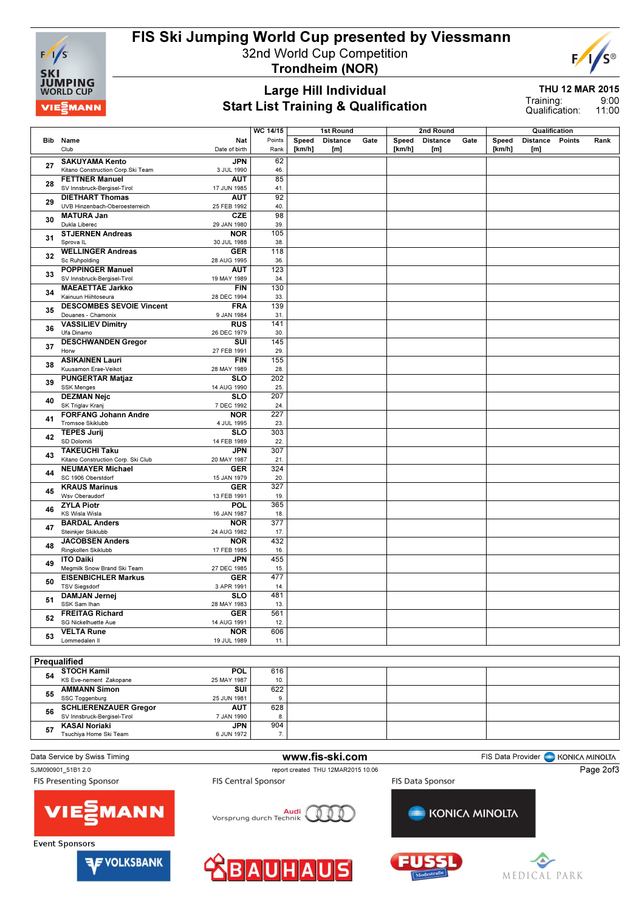# FIS Ski Jumping World Cup presented by Viessmann

32nd World Cup Competition

**Trondheim (NOR)**

## Large Hill Individual
## Start List Training & Qualification

**THU 12 MAR 2015**
Training: 9:00
Qualification: 11:00

| Bib | Name / Club | Nat / Date of birth | WC 14/15 Points / Rank | 1st Round Speed [km/h] | 1st Round Distance [m] | 1st Round Gate | 2nd Round Speed [km/h] | 2nd Round Distance [m] | 2nd Round Gate | Qualification Speed [km/h] | Qualification Distance [m] | Qualification Points | Qualification Rank |
|---|---|---|---|---|---|---|---|---|---|---|---|---|---|
| 27 | **SAKUYAMA Kento** Kitano Construction Corp.Ski Team | **JPN** 3 JUL 1990 | 62 / 46. | | | | | | | | | | |
| 28 | **FETTNER Manuel** SV Innsbruck-Bergisel-Tirol | **AUT** 17 JUN 1985 | 85 / 41. | | | | | | | | | | |
| 29 | **DIETHART Thomas** UVB Hinzenbach-Oberoesterreich | **AUT** 25 FEB 1992 | 92 / 40. | | | | | | | | | | |
| 30 | **MATURA Jan** Dukla Liberec | **CZE** 29 JAN 1980 | 98 / 39. | | | | | | | | | | |
| 31 | **STJERNEN Andreas** Sprova IL | **NOR** 30 JUL 1988 | 105 / 38. | | | | | | | | | | |
| 32 | **WELLINGER Andreas** Sc Ruhpolding | **GER** 28 AUG 1995 | 118 / 36. | | | | | | | | | | |
| 33 | **POPPINGER Manuel** SV Innsbruck-Bergisel-Tirol | **AUT** 19 MAY 1989 | 123 / 34. | | | | | | | | | | |
| 34 | **MAEAETTAE Jarkko** Kainuun Hiihtoseura | **FIN** 28 DEC 1994 | 130 / 33. | | | | | | | | | | |
| 35 | **DESCOMBES SEVOIE Vincent** Douanes - Chamonix | **FRA** 9 JAN 1984 | 139 / 31. | | | | | | | | | | |
| 36 | **VASSILIEV Dimitry** Ufa Dinamo | **RUS** 26 DEC 1979 | 141 / 30. | | | | | | | | | | |
| 37 | **DESCHWANDEN Gregor** Horw | **SUI** 27 FEB 1991 | 145 / 29. | | | | | | | | | | |
| 38 | **ASIKAINEN Lauri** Kuusamon Erae-Veikot | **FIN** 28 MAY 1989 | 155 / 28. | | | | | | | | | | |
| 39 | **PUNGERTAR Matjaz** SSK Menges | **SLO** 14 AUG 1990 | 202 / 25. | | | | | | | | | | |
| 40 | **DEZMAN Nejc** SK Triglav Kranj | **SLO** 7 DEC 1992 | 207 / 24. | | | | | | | | | | |
| 41 | **FORFANG Johann Andre** Tromsoe Skiklubb | **NOR** 4 JUL 1995 | 227 / 23. | | | | | | | | | | |
| 42 | **TEPES Jurij** SD Dolomiti | **SLO** 14 FEB 1989 | 303 / 22. | | | | | | | | | | |
| 43 | **TAKEUCHI Taku** Kitano Construction Corp. Ski Club | **JPN** 20 MAY 1987 | 307 / 21. | | | | | | | | | | |
| 44 | **NEUMAYER Michael** SC 1906 Oberstdorf | **GER** 15 JAN 1979 | 324 / 20. | | | | | | | | | | |
| 45 | **KRAUS Marinus** Wsv Oberaudorf | **GER** 13 FEB 1991 | 327 / 19. | | | | | | | | | | |
| 46 | **ZYLA Piotr** KS Wisla Wisla | **POL** 16 JAN 1987 | 365 / 18. | | | | | | | | | | |
| 47 | **BARDAL Anders** Steinkjer Skiklubb | **NOR** 24 AUG 1982 | 377 / 17. | | | | | | | | | | |
| 48 | **JACOBSEN Anders** Ringkollen Skiklubb | **NOR** 17 FEB 1985 | 432 / 16. | | | | | | | | | | |
| 49 | **ITO Daiki** Megmilk Snow Brand Ski Team | **JPN** 27 DEC 1985 | 455 / 15. | | | | | | | | | | |
| 50 | **EISENBICHLER Markus** TSV Siegsdorf | **GER** 3 APR 1991 | 477 / 14. | | | | | | | | | | |
| 51 | **DAMJAN Jernej** SSK Sam Ihan | **SLO** 28 MAY 1983 | 481 / 13. | | | | | | | | | | |
| 52 | **FREITAG Richard** SG Nickelhuette Aue | **GER** 14 AUG 1991 | 561 / 12. | | | | | | | | | | |
| 53 | **VELTA Rune** Lommedalen Il | **NOR** 19 JUL 1989 | 606 / 11. | | | | | | | | | | |

**Prequalified**

| Bib | Name / Club | Nat / Date of birth | WC 14/15 Points / Rank | 1st Round Speed [km/h] | 1st Round Distance [m] | 1st Round Gate | 2nd Round Speed [km/h] | 2nd Round Distance [m] | 2nd Round Gate | Qualification Speed [km/h] | Qualification Distance [m] | Qualification Points | Qualification Rank |
|---|---|---|---|---|---|---|---|---|---|---|---|---|---|
| 54 | **STOCH Kamil** KS Eve-nement Zakopane | **POL** 25 MAY 1987 | 616 / 10. | | | | | | | | | | |
| 55 | **AMMANN Simon** SSC Toggenburg | **SUI** 25 JUN 1981 | 622 / 9. | | | | | | | | | | |
| 56 | **SCHLIERENZAUER Gregor** SV Innsbruck-Bergisel-Tirol | **AUT** 7 JAN 1990 | 628 / 8. | | | | | | | | | | |
| 57 | **KASAI Noriaki** Tsuchiya Home Ski Team | **JPN** 6 JUN 1972 | 904 / 7. | | | | | | | | | | |

Data Service by Swiss Timing | www.fis-ski.com | FIS Data Provider KONICA MINOLTA

SJM090901_51B1 2.0 | report created THU 12MAR2015 10:06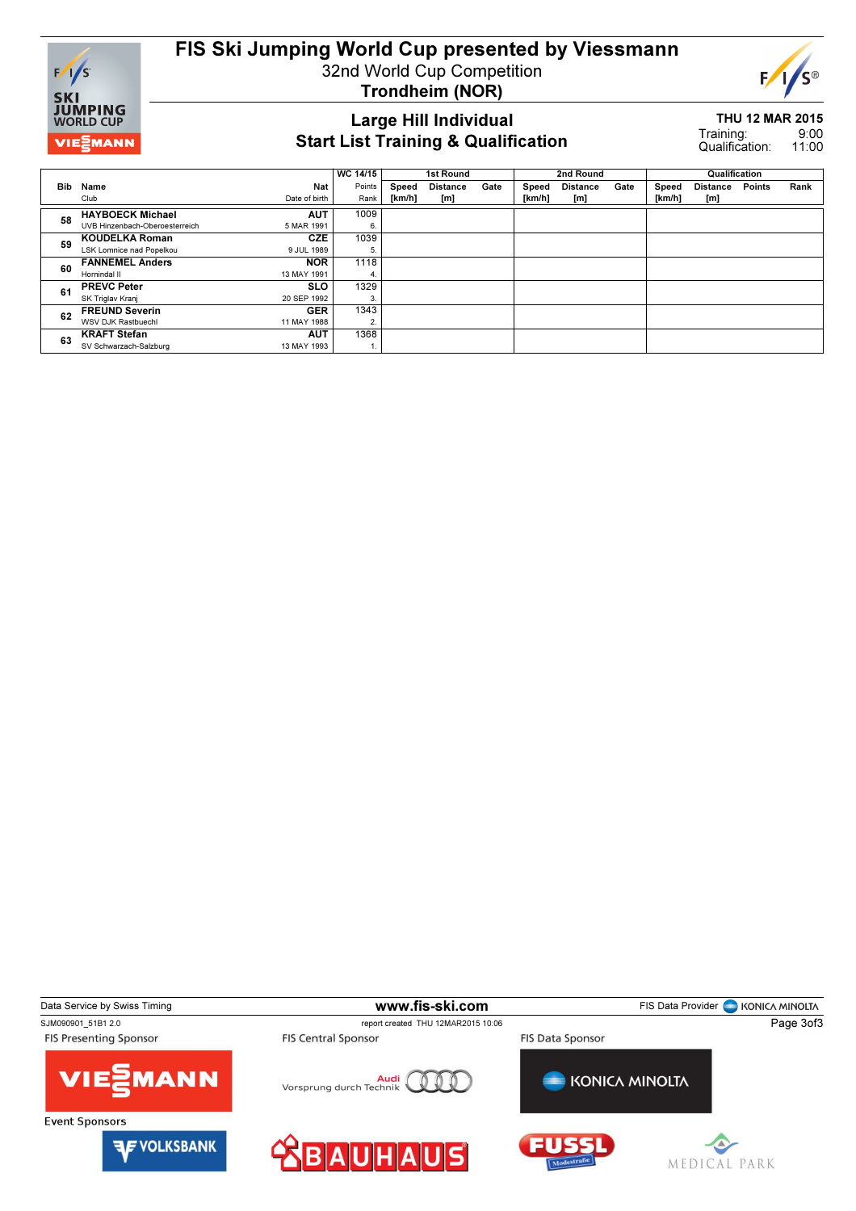# FIS Ski Jumping World Cup presented by Viessmann

32nd World Cup Competition

**Trondheim (NOR)**

## Large Hill Individual
## Start List Training & Qualification

**THU 12 MAR 2015**

Training: 9:00
Qualification: 11:00

| Bib | Name / Club | Nat / Date of birth | WC 14/15 Points / Rank | 1st Round Speed [km/h] | 1st Round Distance [m] | 1st Round Gate | 2nd Round Speed [km/h] | 2nd Round Distance [m] | 2nd Round Gate | Qualification Speed [km/h] | Qualification Distance [m] | Qualification Points | Qualification Rank |
|---|---|---|---|---|---|---|---|---|---|---|---|---|---|
| 58 | **HAYBOECK Michael** UVB Hinzenbach-Oberoesterreich | **AUT** 5 MAR 1991 | 1009 / 6. | | | | | | | | | | |
| 59 | **KOUDELKA Roman** LSK Lomnice nad Popelkou | **CZE** 9 JUL 1989 | 1039 / 5. | | | | | | | | | | |
| 60 | **FANNEMEL Anders** Hornindal Il | **NOR** 13 MAY 1991 | 1118 / 4. | | | | | | | | | | |
| 61 | **PREVC Peter** SK Triglav Kranj | **SLO** 20 SEP 1992 | 1329 / 3. | | | | | | | | | | |
| 62 | **FREUND Severin** WSV DJK Rastbuechl | **GER** 11 MAY 1988 | 1343 / 2. | | | | | | | | | | |
| 63 | **KRAFT Stefan** SV Schwarzach-Salzburg | **AUT** 13 MAY 1993 | 1368 / 1. | | | | | | | | | | |

Data Service by Swiss Timing | www.fis-ski.com | FIS Data Provider KONICA MINOLTA

SJM090901_51B1 2.0 | report created THU 12MAR2015 10:06

FIS Presenting Sponsor | FIS Central Sponsor | FIS Data Sponsor

Event Sponsors